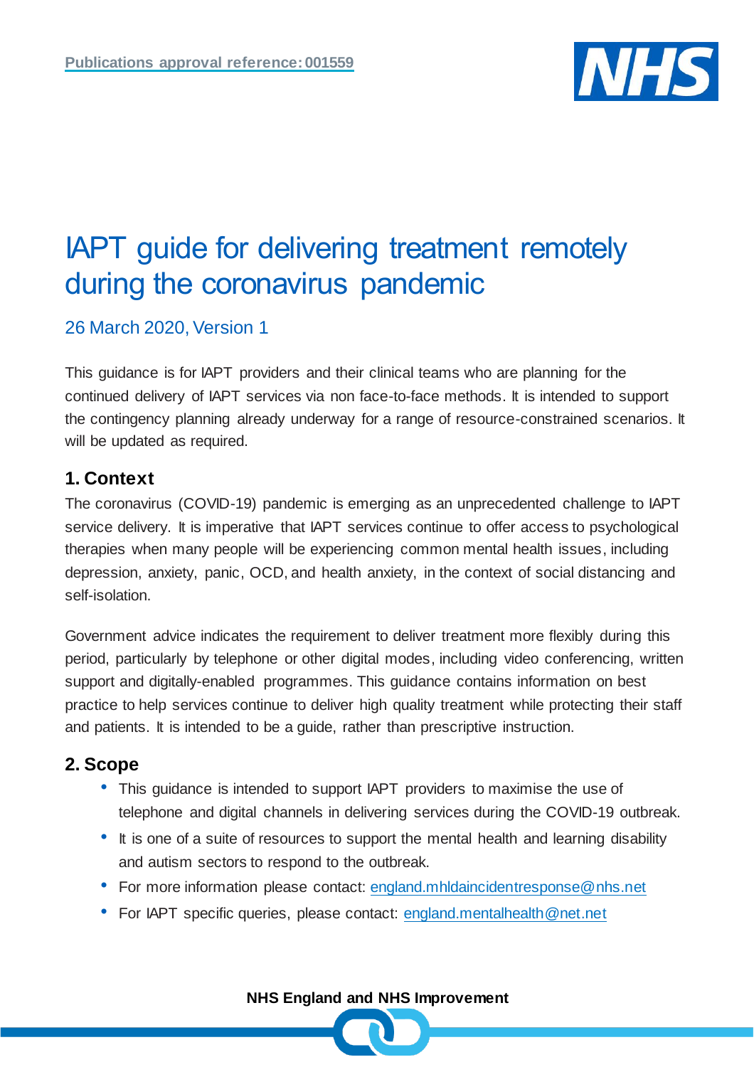Publications approval reference: 001559

# IAPT guide for delivering treatment remotely during the coronavirus pandemic

26 March 2020, Version 1

This guidance is for IAPT providers and their clinical teams who are planning for the continued delivery of IAPT services via non face-to-face methods. It is intended to support the contingency planning already underway for a range of resource-constrained scenarios. It will be updated as required.

## 1. Context

The coronavirus (COVID-19) pandemic is emerging as an unprecedented challenge to IAPT service delivery. It is imperative that IAPT services continue to offer access to psychological therapies when many people will be experiencing common mental health issues, including depression, anxiety, panic, OCD, and health anxiety, in the context of social distancing and self-isolation.

Government advice indicates the requirement to deliver treatment more flexibly during this period, particularly by telephone or other digital modes, including video conferencing, written support and digitally-enabled programmes. This guidance contains information on best practice to help services continue to deliver high quality treatment while protecting their staff and patients. It is intended to be a guide, rather than prescriptive instruction.

## 2. Scope

- This guidance is intended to support IAPT providers to maximise the use of telephone and digital channels in delivering services during the COVID-19 outbreak.
- It is one of a suite of resources to support the mental health and learning disability and autism sectors to respond to the outbreak.
- For more information please contact: england.mhldaincidentresponse@nhs.net
- For IAPT specific queries, please contact: england.mentalhealth@net.net

NHS England and NHS Improvement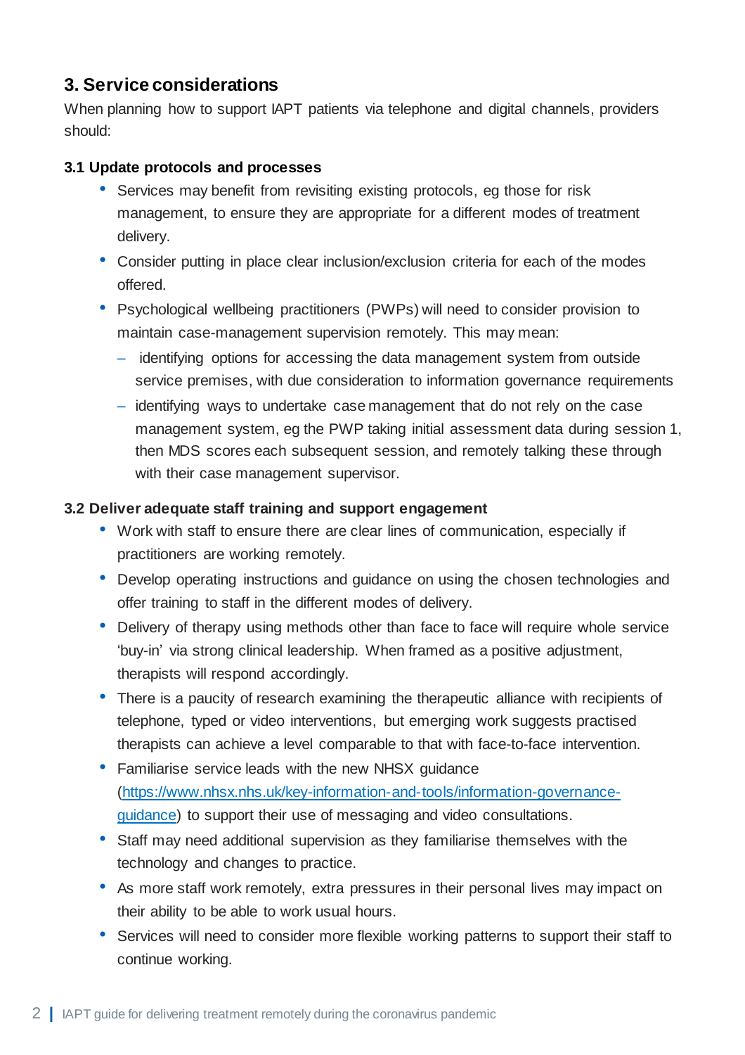## 3. Service considerations

When planning how to support IAPT patients via telephone and digital channels, providers should:

### 3.1 Update protocols and processes

- Services may benefit from revisiting existing protocols, eg those for risk management, to ensure they are appropriate for a different modes of treatment delivery.
- Consider putting in place clear inclusion/exclusion criteria for each of the modes offered.
- Psychological wellbeing practitioners (PWPs) will need to consider provision to maintain case-management supervision remotely. This may mean:
  - identifying options for accessing the data management system from outside service premises, with due consideration to information governance requirements
  - identifying ways to undertake case management that do not rely on the case management system, eg the PWP taking initial assessment data during session 1, then MDS scores each subsequent session, and remotely talking these through with their case management supervisor.

### 3.2 Deliver adequate staff training and support engagement

- Work with staff to ensure there are clear lines of communication, especially if practitioners are working remotely.
- Develop operating instructions and guidance on using the chosen technologies and offer training to staff in the different modes of delivery.
- Delivery of therapy using methods other than face to face will require whole service 'buy-in' via strong clinical leadership. When framed as a positive adjustment, therapists will respond accordingly.
- There is a paucity of research examining the therapeutic alliance with recipients of telephone, typed or video interventions, but emerging work suggests practised therapists can achieve a level comparable to that with face-to-face intervention.
- Familiarise service leads with the new NHSX guidance ([https://www.nhsx.nhs.uk/key-information-and-tools/information-governance-guidance](https://www.nhsx.nhs.uk/key-information-and-tools/information-governance-guidance)) to support their use of messaging and video consultations.
- Staff may need additional supervision as they familiarise themselves with the technology and changes to practice.
- As more staff work remotely, extra pressures in their personal lives may impact on their ability to be able to work usual hours.
- Services will need to consider more flexible working patterns to support their staff to continue working.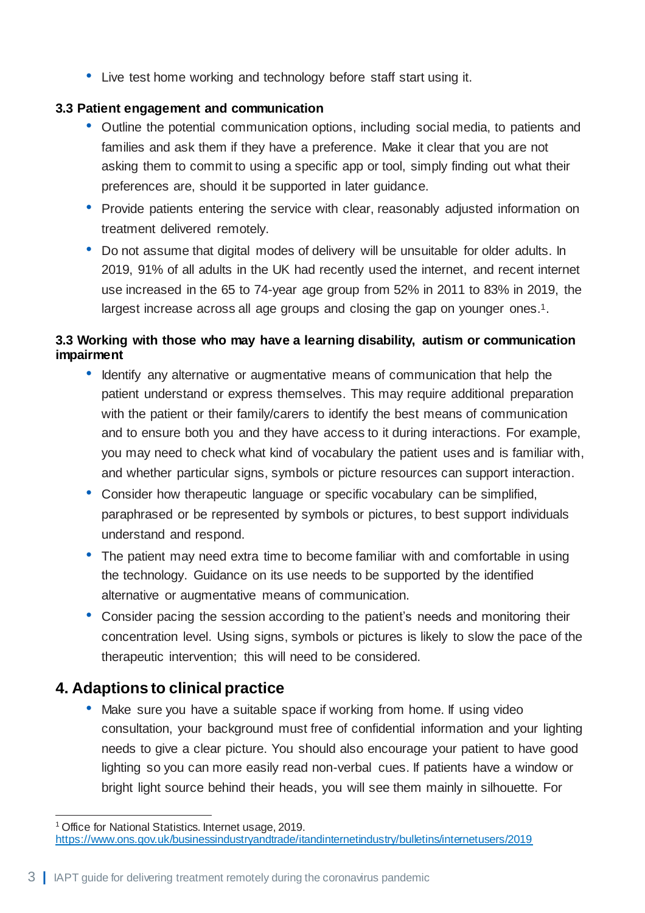- Live test home working and technology before staff start using it.

### 3.3 Patient engagement and communication

- Outline the potential communication options, including social media, to patients and families and ask them if they have a preference. Make it clear that you are not asking them to commit to using a specific app or tool, simply finding out what their preferences are, should it be supported in later guidance.
- Provide patients entering the service with clear, reasonably adjusted information on treatment delivered remotely.
- Do not assume that digital modes of delivery will be unsuitable for older adults. In 2019, 91% of all adults in the UK had recently used the internet, and recent internet use increased in the 65 to 74-year age group from 52% in 2011 to 83% in 2019, the largest increase across all age groups and closing the gap on younger ones.[1].

### 3.3 Working with those who may have a learning disability, autism or communication impairment

- Identify any alternative or augmentative means of communication that help the patient understand or express themselves. This may require additional preparation with the patient or their family/carers to identify the best means of communication and to ensure both you and they have access to it during interactions. For example, you may need to check what kind of vocabulary the patient uses and is familiar with, and whether particular signs, symbols or picture resources can support interaction.
- Consider how therapeutic language or specific vocabulary can be simplified, paraphrased or be represented by symbols or pictures, to best support individuals understand and respond.
- The patient may need extra time to become familiar with and comfortable in using the technology. Guidance on its use needs to be supported by the identified alternative or augmentative means of communication.
- Consider pacing the session according to the patient's needs and monitoring their concentration level. Using signs, symbols or pictures is likely to slow the pace of the therapeutic intervention; this will need to be considered.

## 4. Adaptions to clinical practice

- Make sure you have a suitable space if working from home. If using video consultation, your background must free of confidential information and your lighting needs to give a clear picture. You should also encourage your patient to have good lighting so you can more easily read non-verbal cues. If patients have a window or bright light source behind their heads, you will see them mainly in silhouette. For

---

[1] Office for National Statistics. Internet usage, 2019. https://www.ons.gov.uk/businessindustryandtrade/itandinternetindustry/bulletins/internetusers/2019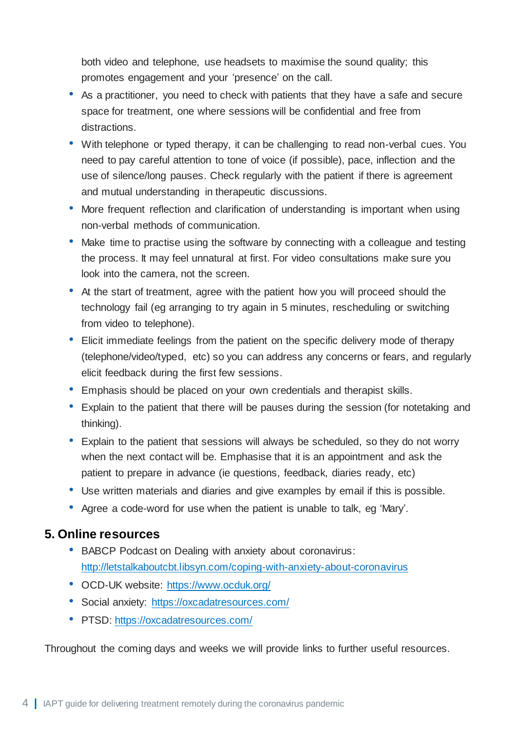both video and telephone, use headsets to maximise the sound quality; this promotes engagement and your 'presence' on the call.

- As a practitioner, you need to check with patients that they have a safe and secure space for treatment, one where sessions will be confidential and free from distractions.
- With telephone or typed therapy, it can be challenging to read non-verbal cues. You need to pay careful attention to tone of voice (if possible), pace, inflection and the use of silence/long pauses. Check regularly with the patient if there is agreement and mutual understanding in therapeutic discussions.
- More frequent reflection and clarification of understanding is important when using non-verbal methods of communication.
- Make time to practise using the software by connecting with a colleague and testing the process. It may feel unnatural at first. For video consultations make sure you look into the camera, not the screen.
- At the start of treatment, agree with the patient how you will proceed should the technology fail (eg arranging to try again in 5 minutes, rescheduling or switching from video to telephone).
- Elicit immediate feelings from the patient on the specific delivery mode of therapy (telephone/video/typed, etc) so you can address any concerns or fears, and regularly elicit feedback during the first few sessions.
- Emphasis should be placed on your own credentials and therapist skills.
- Explain to the patient that there will be pauses during the session (for notetaking and thinking).
- Explain to the patient that sessions will always be scheduled, so they do not worry when the next contact will be. Emphasise that it is an appointment and ask the patient to prepare in advance (ie questions, feedback, diaries ready, etc)
- Use written materials and diaries and give examples by email if this is possible.
- Agree a code-word for use when the patient is unable to talk, eg 'Mary'.

## 5. Online resources

- BABCP Podcast on Dealing with anxiety about coronavirus: http://letstalkaboutcbt.libsyn.com/coping-with-anxiety-about-coronavirus
- OCD-UK website: https://www.ocduk.org/
- Social anxiety: https://oxcadatresources.com/
- PTSD: https://oxcadatresources.com/

Throughout the coming days and weeks we will provide links to further useful resources.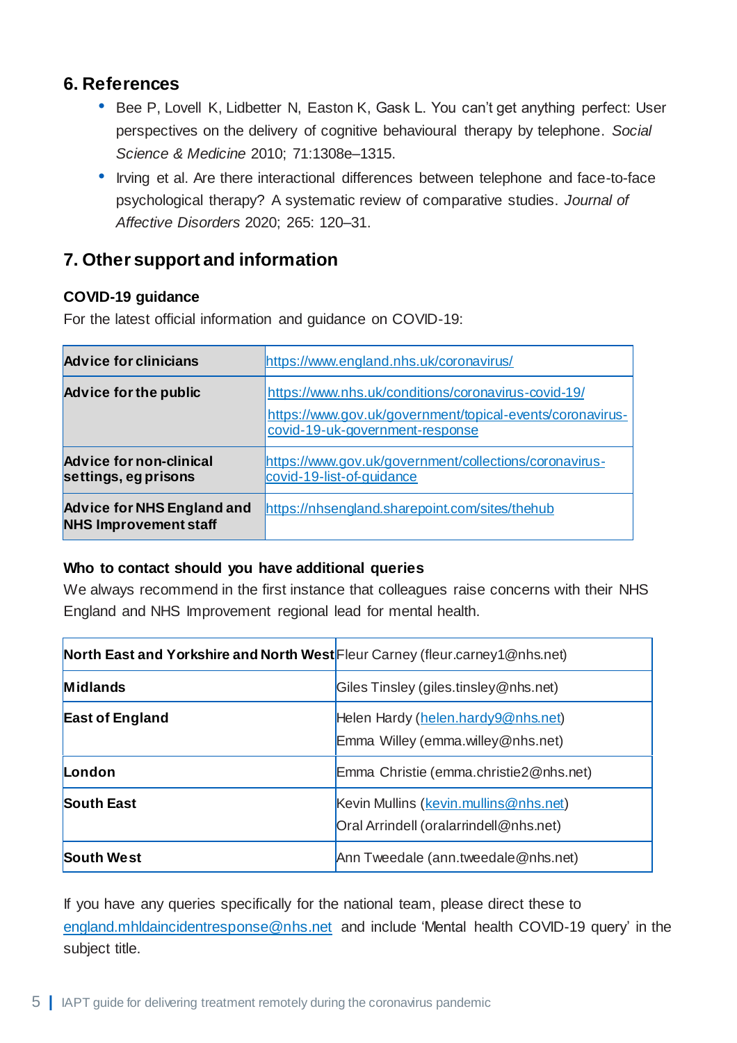## 6. References

- Bee P, Lovell K, Lidbetter N, Easton K, Gask L. You can't get anything perfect: User perspectives on the delivery of cognitive behavioural therapy by telephone. *Social Science & Medicine* 2010; 71:1308e–1315.
- Irving et al. Are there interactional differences between telephone and face-to-face psychological therapy? A systematic review of comparative studies. *Journal of Affective Disorders* 2020; 265: 120–31.

## 7. Other support and information

**COVID-19 guidance**

For the latest official information and guidance on COVID-19:

| | |
|---|---|
| **Advice for clinicians** | https://www.england.nhs.uk/coronavirus/ |
| **Advice for the public** | https://www.nhs.uk/conditions/coronavirus-covid-19/<br>https://www.gov.uk/government/topical-events/coronavirus-covid-19-uk-government-response |
| **Advice for non-clinical settings, eg prisons** | https://www.gov.uk/government/collections/coronavirus-covid-19-list-of-guidance |
| **Advice for NHS England and NHS Improvement staff** | https://nhsengland.sharepoint.com/sites/thehub |

**Who to contact should you have additional queries**

We always recommend in the first instance that colleagues raise concerns with their NHS England and NHS Improvement regional lead for mental health.

| | |
|---|---|
| **North East and Yorkshire and North West** | Fleur Carney (fleur.carney1@nhs.net) |
| **Midlands** | Giles Tinsley (giles.tinsley@nhs.net) |
| **East of England** | Helen Hardy (helen.hardy9@nhs.net)<br>Emma Willey (emma.willey@nhs.net) |
| **London** | Emma Christie (emma.christie2@nhs.net) |
| **South East** | Kevin Mullins (kevin.mullins@nhs.net)<br>Oral Arrindell (oralarrindell@nhs.net) |
| **South West** | Ann Tweedale (ann.tweedale@nhs.net) |

If you have any queries specifically for the national team, please direct these to england.mhldaincidentresponse@nhs.net and include 'Mental health COVID-19 query' in the subject title.